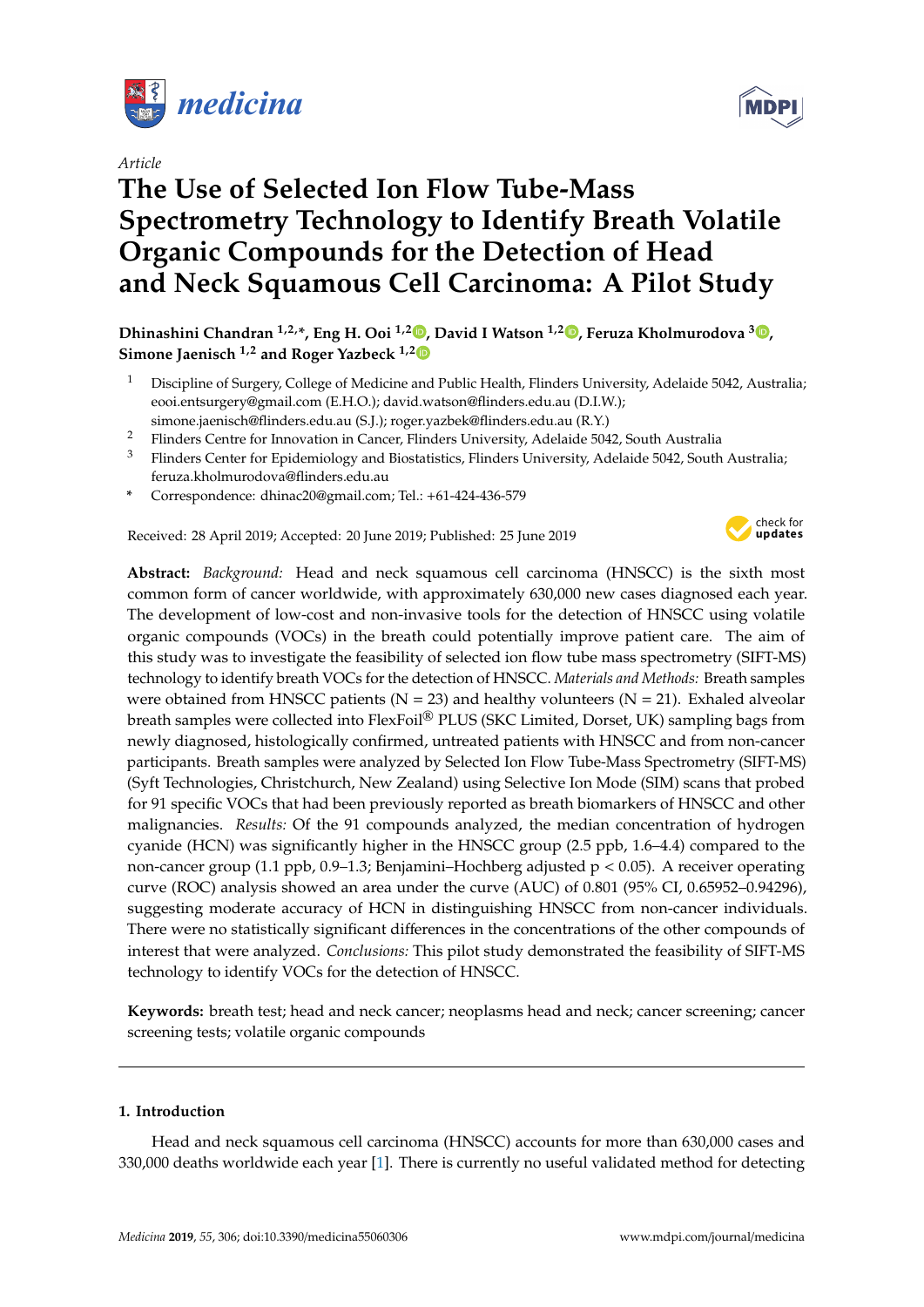*Article*

# The Use of Selected Ion Flow Tube-Mass Spectrometry Technology to Identify Breath Volatile Organic Compounds for the Detection of Head and Neck Squamous Cell Carcinoma: A Pilot Study

**Dhinashini Chandran [1,2,*], Eng H. Ooi [1,2], David I Watson [1,2], Feruza Kholmurodova [3], Simone Jaenisch [1,2] and Roger Yazbeck [1,2]**

1. Discipline of Surgery, College of Medicine and Public Health, Flinders University, Adelaide 5042, Australia; eooi.entsurgery@gmail.com (E.H.O.); david.watson@flinders.edu.au (D.I.W.); simone.jaenisch@flinders.edu.au (S.J.); roger.yazbek@flinders.edu.au (R.Y.)
2. Flinders Centre for Innovation in Cancer, Flinders University, Adelaide 5042, South Australia
3. Flinders Center for Epidemiology and Biostatistics, Flinders University, Adelaide 5042, South Australia; feruza.kholmurodova@flinders.edu.au

\* Correspondence: dhinac20@gmail.com; Tel.: +61-424-436-579

Received: 28 April 2019; Accepted: 20 June 2019; Published: 25 June 2019

**Abstract:** *Background:* Head and neck squamous cell carcinoma (HNSCC) is the sixth most common form of cancer worldwide, with approximately 630,000 new cases diagnosed each year. The development of low-cost and non-invasive tools for the detection of HNSCC using volatile organic compounds (VOCs) in the breath could potentially improve patient care. The aim of this study was to investigate the feasibility of selected ion flow tube mass spectrometry (SIFT-MS) technology to identify breath VOCs for the detection of HNSCC. *Materials and Methods:* Breath samples were obtained from HNSCC patients (N = 23) and healthy volunteers (N = 21). Exhaled alveolar breath samples were collected into FlexFoil® PLUS (SKC Limited, Dorset, UK) sampling bags from newly diagnosed, histologically confirmed, untreated patients with HNSCC and from non-cancer participants. Breath samples were analyzed by Selected Ion Flow Tube-Mass Spectrometry (SIFT-MS) (Syft Technologies, Christchurch, New Zealand) using Selective Ion Mode (SIM) scans that probed for 91 specific VOCs that had been previously reported as breath biomarkers of HNSCC and other malignancies. *Results:* Of the 91 compounds analyzed, the median concentration of hydrogen cyanide (HCN) was significantly higher in the HNSCC group (2.5 ppb, 1.6–4.4) compared to the non-cancer group (1.1 ppb, 0.9–1.3; Benjamini–Hochberg adjusted $p < 0.05$). A receiver operating curve (ROC) analysis showed an area under the curve (AUC) of 0.801 (95% CI, 0.65952–0.94296), suggesting moderate accuracy of HCN in distinguishing HNSCC from non-cancer individuals. There were no statistically significant differences in the concentrations of the other compounds of interest that were analyzed. *Conclusions:* This pilot study demonstrated the feasibility of SIFT-MS technology to identify VOCs for the detection of HNSCC.

**Keywords:** breath test; head and neck cancer; neoplasms head and neck; cancer screening; cancer screening tests; volatile organic compounds

## 1. Introduction

Head and neck squamous cell carcinoma (HNSCC) accounts for more than 630,000 cases and 330,000 deaths worldwide each year [1]. There is currently no useful validated method for detecting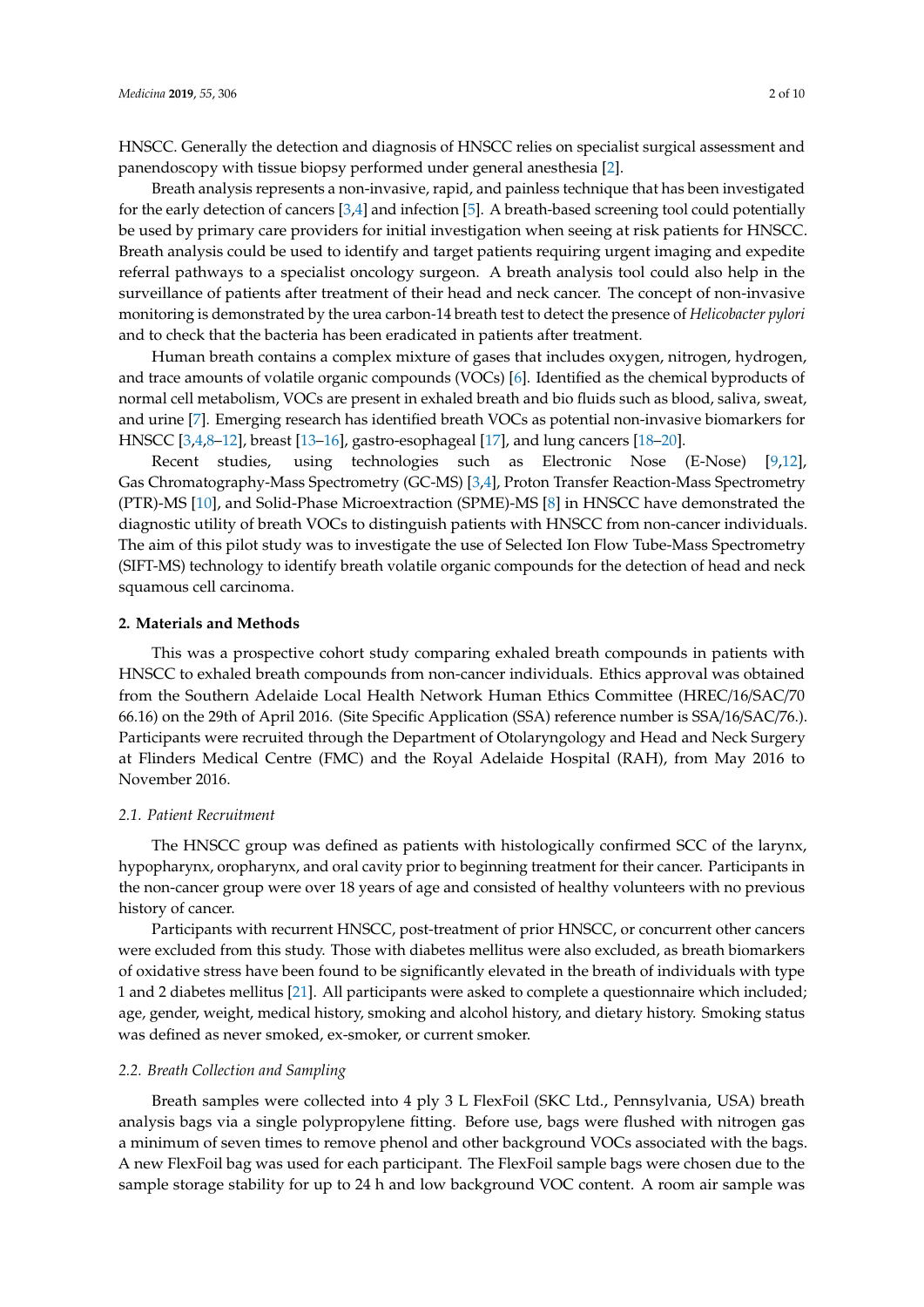HNSCC. Generally the detection and diagnosis of HNSCC relies on specialist surgical assessment and panendoscopy with tissue biopsy performed under general anesthesia [2].

Breath analysis represents a non-invasive, rapid, and painless technique that has been investigated for the early detection of cancers [3,4] and infection [5]. A breath-based screening tool could potentially be used by primary care providers for initial investigation when seeing at risk patients for HNSCC. Breath analysis could be used to identify and target patients requiring urgent imaging and expedite referral pathways to a specialist oncology surgeon. A breath analysis tool could also help in the surveillance of patients after treatment of their head and neck cancer. The concept of non-invasive monitoring is demonstrated by the urea carbon-14 breath test to detect the presence of *Helicobacter pylori* and to check that the bacteria has been eradicated in patients after treatment.

Human breath contains a complex mixture of gases that includes oxygen, nitrogen, hydrogen, and trace amounts of volatile organic compounds (VOCs) [6]. Identified as the chemical byproducts of normal cell metabolism, VOCs are present in exhaled breath and bio fluids such as blood, saliva, sweat, and urine [7]. Emerging research has identified breath VOCs as potential non-invasive biomarkers for HNSCC [3,4,8–12], breast [13–16], gastro-esophageal [17], and lung cancers [18–20].

Recent studies, using technologies such as Electronic Nose (E-Nose) [9,12], Gas Chromatography-Mass Spectrometry (GC-MS) [3,4], Proton Transfer Reaction-Mass Spectrometry (PTR)-MS [10], and Solid-Phase Microextraction (SPME)-MS [8] in HNSCC have demonstrated the diagnostic utility of breath VOCs to distinguish patients with HNSCC from non-cancer individuals. The aim of this pilot study was to investigate the use of Selected Ion Flow Tube-Mass Spectrometry (SIFT-MS) technology to identify breath volatile organic compounds for the detection of head and neck squamous cell carcinoma.

## 2. Materials and Methods

This was a prospective cohort study comparing exhaled breath compounds in patients with HNSCC to exhaled breath compounds from non-cancer individuals. Ethics approval was obtained from the Southern Adelaide Local Health Network Human Ethics Committee (HREC/16/SAC/70 66.16) on the 29th of April 2016. (Site Specific Application (SSA) reference number is SSA/16/SAC/76.). Participants were recruited through the Department of Otolaryngology and Head and Neck Surgery at Flinders Medical Centre (FMC) and the Royal Adelaide Hospital (RAH), from May 2016 to November 2016.

### 2.1. Patient Recruitment

The HNSCC group was defined as patients with histologically confirmed SCC of the larynx, hypopharynx, oropharynx, and oral cavity prior to beginning treatment for their cancer. Participants in the non-cancer group were over 18 years of age and consisted of healthy volunteers with no previous history of cancer.

Participants with recurrent HNSCC, post-treatment of prior HNSCC, or concurrent other cancers were excluded from this study. Those with diabetes mellitus were also excluded, as breath biomarkers of oxidative stress have been found to be significantly elevated in the breath of individuals with type 1 and 2 diabetes mellitus [21]. All participants were asked to complete a questionnaire which included; age, gender, weight, medical history, smoking and alcohol history, and dietary history. Smoking status was defined as never smoked, ex-smoker, or current smoker.

### 2.2. Breath Collection and Sampling

Breath samples were collected into 4 ply 3 L FlexFoil (SKC Ltd., Pennsylvania, USA) breath analysis bags via a single polypropylene fitting. Before use, bags were flushed with nitrogen gas a minimum of seven times to remove phenol and other background VOCs associated with the bags. A new FlexFoil bag was used for each participant. The FlexFoil sample bags were chosen due to the sample storage stability for up to 24 h and low background VOC content. A room air sample was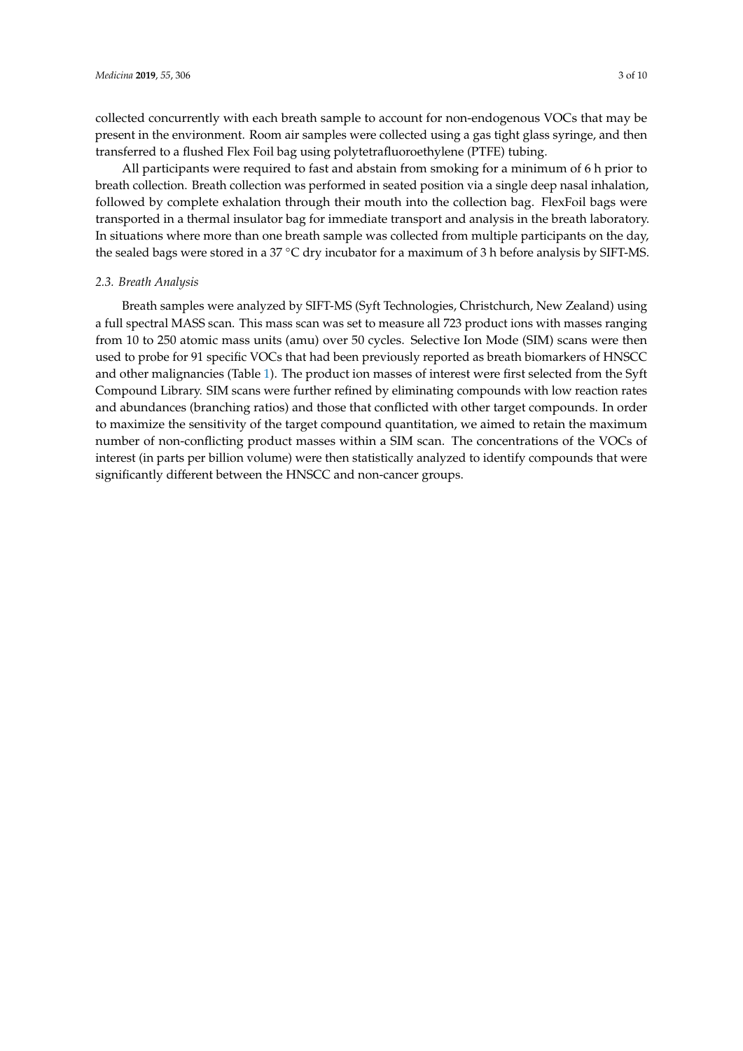collected concurrently with each breath sample to account for non-endogenous VOCs that may be present in the environment. Room air samples were collected using a gas tight glass syringe, and then transferred to a flushed Flex Foil bag using polytetrafluoroethylene (PTFE) tubing.

All participants were required to fast and abstain from smoking for a minimum of 6 h prior to breath collection. Breath collection was performed in seated position via a single deep nasal inhalation, followed by complete exhalation through their mouth into the collection bag. FlexFoil bags were transported in a thermal insulator bag for immediate transport and analysis in the breath laboratory. In situations where more than one breath sample was collected from multiple participants on the day, the sealed bags were stored in a 37 °C dry incubator for a maximum of 3 h before analysis by SIFT-MS.

### *2.3. Breath Analysis*

Breath samples were analyzed by SIFT-MS (Syft Technologies, Christchurch, New Zealand) using a full spectral MASS scan. This mass scan was set to measure all 723 product ions with masses ranging from 10 to 250 atomic mass units (amu) over 50 cycles. Selective Ion Mode (SIM) scans were then used to probe for 91 specific VOCs that had been previously reported as breath biomarkers of HNSCC and other malignancies (Table 1). The product ion masses of interest were first selected from the Syft Compound Library. SIM scans were further refined by eliminating compounds with low reaction rates and abundances (branching ratios) and those that conflicted with other target compounds. In order to maximize the sensitivity of the target compound quantitation, we aimed to retain the maximum number of non-conflicting product masses within a SIM scan. The concentrations of the VOCs of interest (in parts per billion volume) were then statistically analyzed to identify compounds that were significantly different between the HNSCC and non-cancer groups.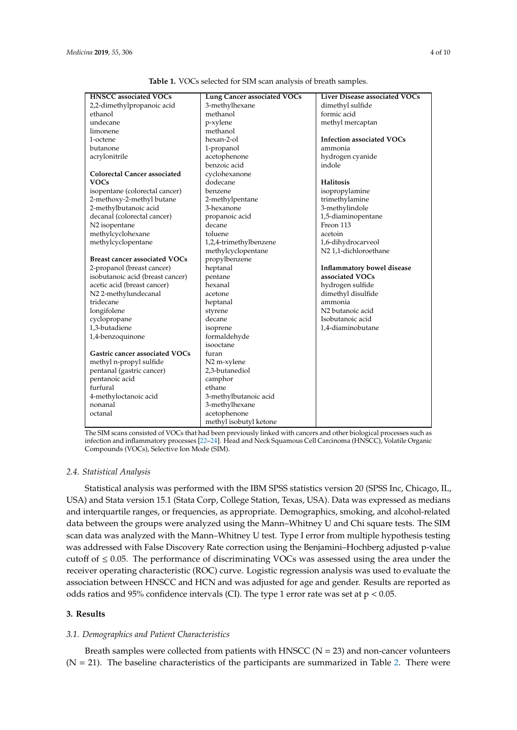**Table 1.** VOCs selected for SIM scan analysis of breath samples.

| HNSCC associated VOCs | Lung Cancer associated VOCs | Liver Disease associated VOCs |
|---|---|---|
| 2,2-dimethylpropanoic acid | 3-methylhexane | dimethyl sulfide |
| ethanol | methanol | formic acid |
| undecane | p-xylene | methyl mercaptan |
| limonene | methanol | |
| 1-octene | hexan-2-ol | **Infection associated VOCs** |
| butanone | 1-propanol | ammonia |
| acrylonitrile | acetophenone | hydrogen cyanide |
| | benzoic acid | indole |
| **Colorectal Cancer associated VOCs** | cyclohexanone | |
| | dodecane | **Halitosis** |
| isopentane (colorectal cancer) | benzene | isopropylamine |
| 2-methoxy-2-methyl butane | 2-methylpentane | trimethylamine |
| 2-methylbutanoic acid | 3-hexanone | 3-methylindole |
| decanal (colorectal cancer) | propanoic acid | 1,5-diaminopentane |
| N2 isopentane | decane | Freon 113 |
| methylcyclohexane | toluene | acetoin |
| methylcyclopentane | 1,2,4-trimethylbenzene | 1,6-dihydrocarveol |
| | methylcyclopentane | N2 1,1-dichloroethane |
| **Breast cancer associated VOCs** | propylbenzene | |
| 2-propanol (breast cancer) | heptanal | **Inflammatory bowel disease associated VOCs** |
| isobutanoic acid (breast cancer) | pentane | |
| acetic acid (breast cancer) | hexanal | hydrogen sulfide |
| N2 2-methylundecanal | acetone | dimethyl disulfide |
| tridecane | heptanal | ammonia |
| longifolene | styrene | N2 butanoic acid |
| cyclopropane | decane | Isobutanoic acid |
| 1,3-butadiene | isoprene | 1,4-diaminobutane |
| 1,4-benzoquinone | formaldehyde | |
| | isooctane | |
| **Gastric cancer associated VOCs** | furan | |
| methyl n-propyl sulfide | N2 m-xylene | |
| pentanal (gastric cancer) | 2,3-butanediol | |
| pentanoic acid | camphor | |
| furfural | ethane | |
| 4-methyloctanoic acid | 3-methylbutanoic acid | |
| nonanal | 3-methylhexane | |
| octanal | acetophenone | |
| | methyl isobutyl ketone | |

The SIM scans consisted of VOCs that had been previously linked with cancers and other biological processes such as infection and inflammatory processes [22–24]. Head and Neck Squamous Cell Carcinoma (HNSCC), Volatile Organic Compounds (VOCs), Selective Ion Mode (SIM).

### *2.4. Statistical Analysis*

Statistical analysis was performed with the IBM SPSS statistics version 20 (SPSS Inc, Chicago, IL, USA) and Stata version 15.1 (Stata Corp, College Station, Texas, USA). Data was expressed as medians and interquartile ranges, or frequencies, as appropriate. Demographics, smoking, and alcohol-related data between the groups were analyzed using the Mann–Whitney U and Chi square tests. The SIM scan data was analyzed with the Mann–Whitney U test. Type I error from multiple hypothesis testing was addressed with False Discovery Rate correction using the Benjamini–Hochberg adjusted p-value cutoff of $\leq 0.05$. The performance of discriminating VOCs was assessed using the area under the receiver operating characteristic (ROC) curve. Logistic regression analysis was used to evaluate the association between HNSCC and HCN and was adjusted for age and gender. Results are reported as odds ratios and 95% confidence intervals (CI). The type 1 error rate was set at $p < 0.05$.

## 3. Results

### *3.1. Demographics and Patient Characteristics*

Breath samples were collected from patients with HNSCC ($N = 23$) and non-cancer volunteers ($N = 21$). The baseline characteristics of the participants are summarized in Table 2. There were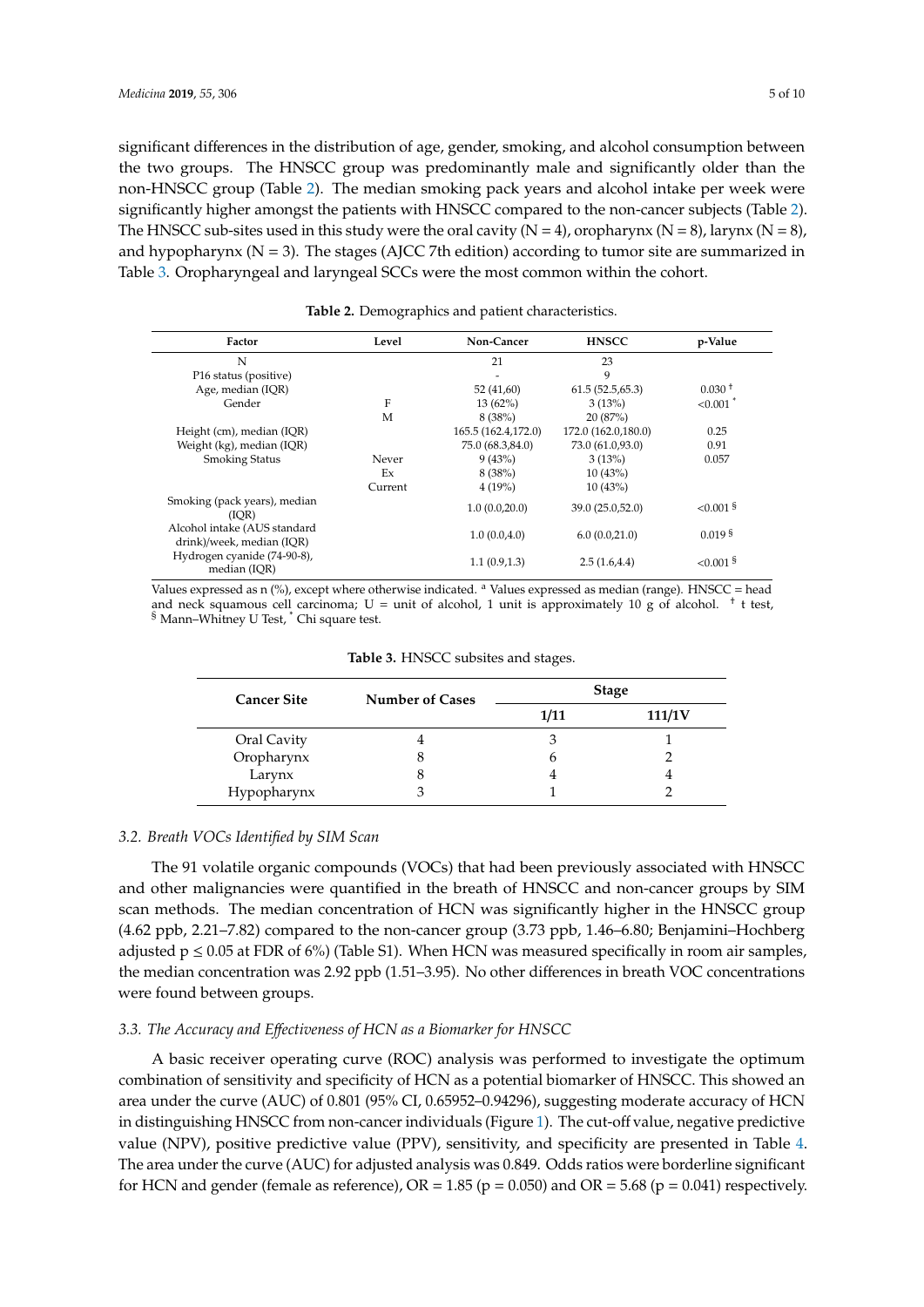significant differences in the distribution of age, gender, smoking, and alcohol consumption between the two groups. The HNSCC group was predominantly male and significantly older than the non-HNSCC group (Table 2). The median smoking pack years and alcohol intake per week were significantly higher amongst the patients with HNSCC compared to the non-cancer subjects (Table 2). The HNSCC sub-sites used in this study were the oral cavity (N = 4), oropharynx (N = 8), larynx (N = 8), and hypopharynx (N = 3). The stages (AJCC 7th edition) according to tumor site are summarized in Table 3. Oropharyngeal and laryngeal SCCs were the most common within the cohort.

**Table 2.** Demographics and patient characteristics.

| Factor | Level | Non-Cancer | HNSCC | p-Value |
|---|---|---|---|---|
| N | | 21 | 23 | |
| P16 status (positive) | | - | 9 | |
| Age, median (IQR) | | 52 (41,60) | 61.5 (52.5,65.3) | 0.030 † |
| Gender | F | 13 (62%) | 3 (13%) | <0.001 * |
| | M | 8 (38%) | 20 (87%) | |
| Height (cm), median (IQR) | | 165.5 (162.4,172.0) | 172.0 (162.0,180.0) | 0.25 |
| Weight (kg), median (IQR) | | 75.0 (68.3,84.0) | 73.0 (61.0,93.0) | 0.91 |
| Smoking Status | Never | 9 (43%) | 3 (13%) | 0.057 |
| | Ex | 8 (38%) | 10 (43%) | |
| | Current | 4 (19%) | 10 (43%) | |
| Smoking (pack years), median (IQR) | | 1.0 (0.0,20.0) | 39.0 (25.0,52.0) | <0.001 § |
| Alcohol intake (AUS standard drink)/week, median (IQR) | | 1.0 (0.0,4.0) | 6.0 (0.0,21.0) | 0.019 § |
| Hydrogen cyanide (74-90-8), median (IQR) | | 1.1 (0.9,1.3) | 2.5 (1.6,4.4) | <0.001 § |

Values expressed as n (%), except where otherwise indicated. [a] Values expressed as median (range). HNSCC = head and neck squamous cell carcinoma; U = unit of alcohol, 1 unit is approximately 10 g of alcohol. † t test, § Mann–Whitney U Test, * Chi square test.

**Table 3.** HNSCC subsites and stages.

| Cancer Site | Number of Cases | Stage | |
|---|---|---|---|
| | | I/II | III/IV |
| Oral Cavity | 4 | 3 | 1 |
| Oropharynx | 8 | 6 | 2 |
| Larynx | 8 | 4 | 4 |
| Hypopharynx | 3 | 1 | 2 |

### *3.2. Breath VOCs Identified by SIM Scan*

The 91 volatile organic compounds (VOCs) that had been previously associated with HNSCC and other malignancies were quantified in the breath of HNSCC and non-cancer groups by SIM scan methods. The median concentration of HCN was significantly higher in the HNSCC group (4.62 ppb, 2.21–7.82) compared to the non-cancer group (3.73 ppb, 1.46–6.80; Benjamini–Hochberg adjusted $p \leq 0.05$ at FDR of 6%) (Table S1). When HCN was measured specifically in room air samples, the median concentration was 2.92 ppb (1.51–3.95). No other differences in breath VOC concentrations were found between groups.

### *3.3. The Accuracy and Effectiveness of HCN as a Biomarker for HNSCC*

A basic receiver operating curve (ROC) analysis was performed to investigate the optimum combination of sensitivity and specificity of HCN as a potential biomarker of HNSCC. This showed an area under the curve (AUC) of 0.801 (95% CI, 0.65952–0.94296), suggesting moderate accuracy of HCN in distinguishing HNSCC from non-cancer individuals (Figure 1). The cut-off value, negative predictive value (NPV), positive predictive value (PPV), sensitivity, and specificity are presented in Table 4. The area under the curve (AUC) for adjusted analysis was 0.849. Odds ratios were borderline significant for HCN and gender (female as reference), OR = 1.85 ($p = 0.050$) and OR = 5.68 ($p = 0.041$) respectively.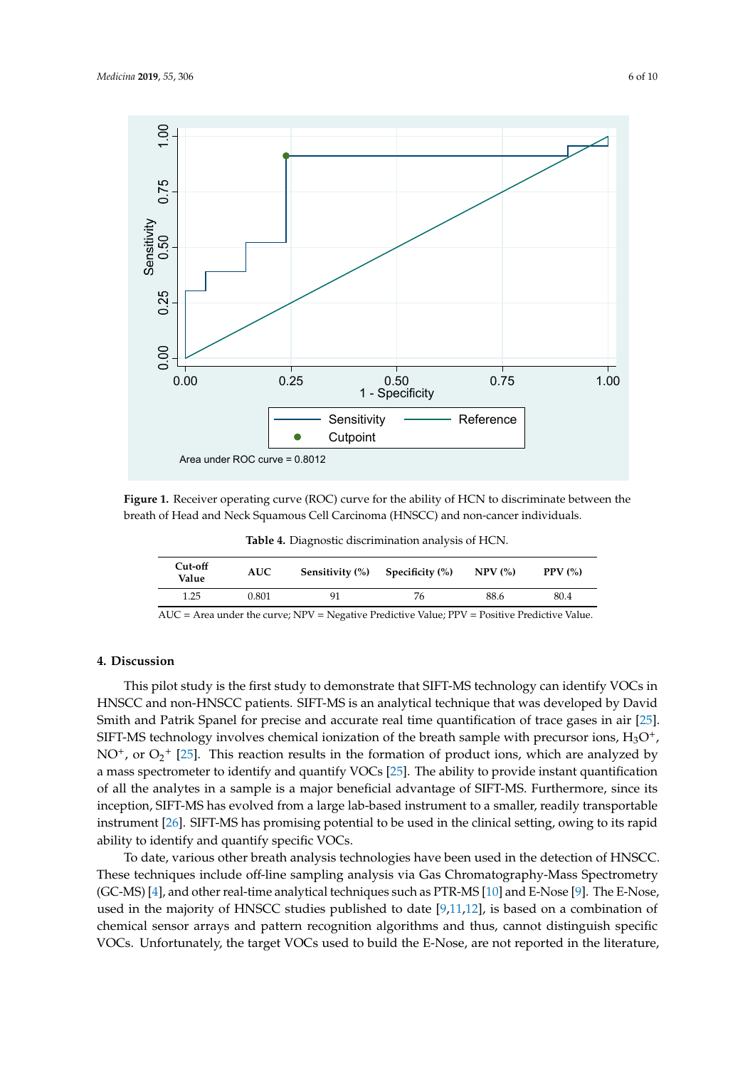**Figure 1.** Receiver operating curve (ROC) curve for the ability of HCN to discriminate between the breath of Head and Neck Squamous Cell Carcinoma (HNSCC) and non-cancer individuals.

**Table 4.** Diagnostic discrimination analysis of HCN.

| Cut-off Value | AUC | Sensitivity (%) | Specificity (%) | NPV (%) | PPV (%) |
|---|---|---|---|---|---|
| 1.25 | 0.801 | 91 | 76 | 88.6 | 80.4 |

AUC = Area under the curve; NPV = Negative Predictive Value; PPV = Positive Predictive Value.

## 4. Discussion

This pilot study is the first study to demonstrate that SIFT-MS technology can identify VOCs in HNSCC and non-HNSCC patients. SIFT-MS is an analytical technique that was developed by David Smith and Patrik Spanel for precise and accurate real time quantification of trace gases in air [25]. SIFT-MS technology involves chemical ionization of the breath sample with precursor ions, $H_3O^+$, $NO^+$, or $O_2^+$ [25]. This reaction results in the formation of product ions, which are analyzed by a mass spectrometer to identify and quantify VOCs [25]. The ability to provide instant quantification of all the analytes in a sample is a major beneficial advantage of SIFT-MS. Furthermore, since its inception, SIFT-MS has evolved from a large lab-based instrument to a smaller, readily transportable instrument [26]. SIFT-MS has promising potential to be used in the clinical setting, owing to its rapid ability to identify and quantify specific VOCs.

To date, various other breath analysis technologies have been used in the detection of HNSCC. These techniques include off-line sampling analysis via Gas Chromatography-Mass Spectrometry (GC-MS) [4], and other real-time analytical techniques such as PTR-MS [10] and E-Nose [9]. The E-Nose, used in the majority of HNSCC studies published to date [9,11,12], is based on a combination of chemical sensor arrays and pattern recognition algorithms and thus, cannot distinguish specific VOCs. Unfortunately, the target VOCs used to build the E-Nose, are not reported in the literature,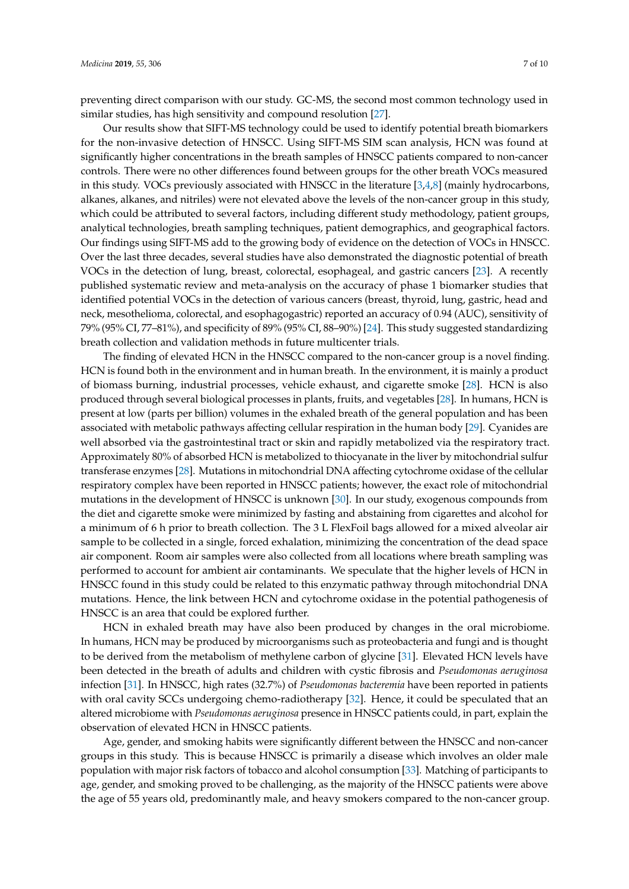preventing direct comparison with our study. GC-MS, the second most common technology used in similar studies, has high sensitivity and compound resolution [27].

Our results show that SIFT-MS technology could be used to identify potential breath biomarkers for the non-invasive detection of HNSCC. Using SIFT-MS SIM scan analysis, HCN was found at significantly higher concentrations in the breath samples of HNSCC patients compared to non-cancer controls. There were no other differences found between groups for the other breath VOCs measured in this study. VOCs previously associated with HNSCC in the literature [3,4,8] (mainly hydrocarbons, alkanes, alkanes, and nitriles) were not elevated above the levels of the non-cancer group in this study, which could be attributed to several factors, including different study methodology, patient groups, analytical technologies, breath sampling techniques, patient demographics, and geographical factors. Our findings using SIFT-MS add to the growing body of evidence on the detection of VOCs in HNSCC. Over the last three decades, several studies have also demonstrated the diagnostic potential of breath VOCs in the detection of lung, breast, colorectal, esophageal, and gastric cancers [23]. A recently published systematic review and meta-analysis on the accuracy of phase 1 biomarker studies that identified potential VOCs in the detection of various cancers (breast, thyroid, lung, gastric, head and neck, mesothelioma, colorectal, and esophagogastric) reported an accuracy of 0.94 (AUC), sensitivity of 79% (95% CI, 77–81%), and specificity of 89% (95% CI, 88–90%) [24]. This study suggested standardizing breath collection and validation methods in future multicenter trials.

The finding of elevated HCN in the HNSCC compared to the non-cancer group is a novel finding. HCN is found both in the environment and in human breath. In the environment, it is mainly a product of biomass burning, industrial processes, vehicle exhaust, and cigarette smoke [28]. HCN is also produced through several biological processes in plants, fruits, and vegetables [28]. In humans, HCN is present at low (parts per billion) volumes in the exhaled breath of the general population and has been associated with metabolic pathways affecting cellular respiration in the human body [29]. Cyanides are well absorbed via the gastrointestinal tract or skin and rapidly metabolized via the respiratory tract. Approximately 80% of absorbed HCN is metabolized to thiocyanate in the liver by mitochondrial sulfur transferase enzymes [28]. Mutations in mitochondrial DNA affecting cytochrome oxidase of the cellular respiratory complex have been reported in HNSCC patients; however, the exact role of mitochondrial mutations in the development of HNSCC is unknown [30]. In our study, exogenous compounds from the diet and cigarette smoke were minimized by fasting and abstaining from cigarettes and alcohol for a minimum of 6 h prior to breath collection. The 3 L FlexFoil bags allowed for a mixed alveolar air sample to be collected in a single, forced exhalation, minimizing the concentration of the dead space air component. Room air samples were also collected from all locations where breath sampling was performed to account for ambient air contaminants. We speculate that the higher levels of HCN in HNSCC found in this study could be related to this enzymatic pathway through mitochondrial DNA mutations. Hence, the link between HCN and cytochrome oxidase in the potential pathogenesis of HNSCC is an area that could be explored further.

HCN in exhaled breath may have also been produced by changes in the oral microbiome. In humans, HCN may be produced by microorganisms such as proteobacteria and fungi and is thought to be derived from the metabolism of methylene carbon of glycine [31]. Elevated HCN levels have been detected in the breath of adults and children with cystic fibrosis and *Pseudomonas aeruginosa* infection [31]. In HNSCC, high rates (32.7%) of *Pseudomonas bacteremia* have been reported in patients with oral cavity SCCs undergoing chemo-radiotherapy [32]. Hence, it could be speculated that an altered microbiome with *Pseudomonas aeruginosa* presence in HNSCC patients could, in part, explain the observation of elevated HCN in HNSCC patients.

Age, gender, and smoking habits were significantly different between the HNSCC and non-cancer groups in this study. This is because HNSCC is primarily a disease which involves an older male population with major risk factors of tobacco and alcohol consumption [33]. Matching of participants to age, gender, and smoking proved to be challenging, as the majority of the HNSCC patients were above the age of 55 years old, predominantly male, and heavy smokers compared to the non-cancer group.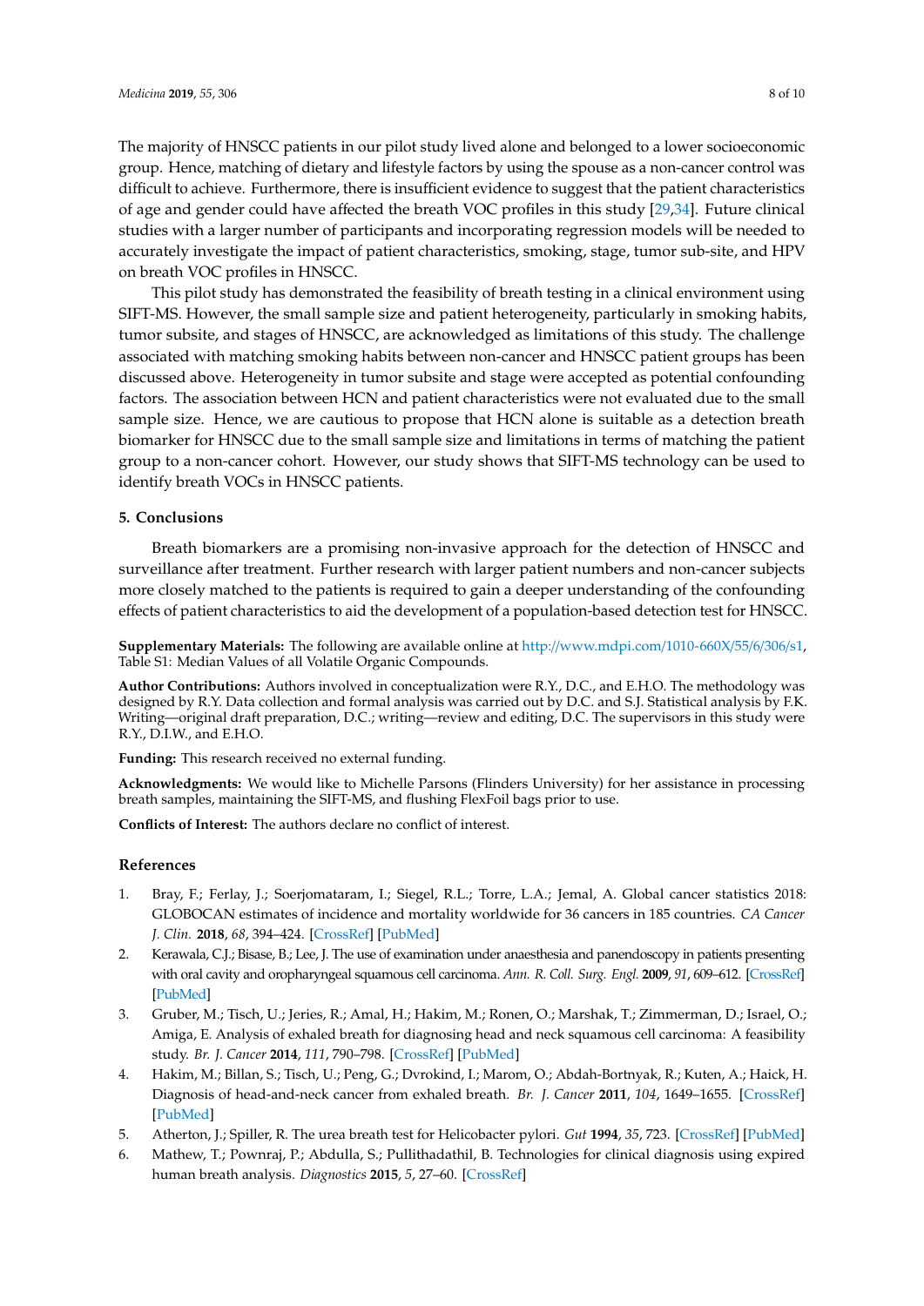The majority of HNSCC patients in our pilot study lived alone and belonged to a lower socioeconomic group. Hence, matching of dietary and lifestyle factors by using the spouse as a non-cancer control was difficult to achieve. Furthermore, there is insufficient evidence to suggest that the patient characteristics of age and gender could have affected the breath VOC profiles in this study [29,34]. Future clinical studies with a larger number of participants and incorporating regression models will be needed to accurately investigate the impact of patient characteristics, smoking, stage, tumor sub-site, and HPV on breath VOC profiles in HNSCC.

This pilot study has demonstrated the feasibility of breath testing in a clinical environment using SIFT-MS. However, the small sample size and patient heterogeneity, particularly in smoking habits, tumor subsite, and stages of HNSCC, are acknowledged as limitations of this study. The challenge associated with matching smoking habits between non-cancer and HNSCC patient groups has been discussed above. Heterogeneity in tumor subsite and stage were accepted as potential confounding factors. The association between HCN and patient characteristics were not evaluated due to the small sample size. Hence, we are cautious to propose that HCN alone is suitable as a detection breath biomarker for HNSCC due to the small sample size and limitations in terms of matching the patient group to a non-cancer cohort. However, our study shows that SIFT-MS technology can be used to identify breath VOCs in HNSCC patients.

## 5. Conclusions

Breath biomarkers are a promising non-invasive approach for the detection of HNSCC and surveillance after treatment. Further research with larger patient numbers and non-cancer subjects more closely matched to the patients is required to gain a deeper understanding of the confounding effects of patient characteristics to aid the development of a population-based detection test for HNSCC.

**Supplementary Materials:** The following are available online at http://www.mdpi.com/1010-660X/55/6/306/s1, Table S1: Median Values of all Volatile Organic Compounds.

**Author Contributions:** Authors involved in conceptualization were R.Y., D.C., and E.H.O. The methodology was designed by R.Y. Data collection and formal analysis was carried out by D.C. and S.J. Statistical analysis by F.K. Writing—original draft preparation, D.C.; writing—review and editing, D.C. The supervisors in this study were R.Y., D.I.W., and E.H.O.

**Funding:** This research received no external funding.

**Acknowledgments:** We would like to Michelle Parsons (Flinders University) for her assistance in processing breath samples, maintaining the SIFT-MS, and flushing FlexFoil bags prior to use.

**Conflicts of Interest:** The authors declare no conflict of interest.

## References

1. Bray, F.; Ferlay, J.; Soerjomataram, I.; Siegel, R.L.; Torre, L.A.; Jemal, A. Global cancer statistics 2018: GLOBOCAN estimates of incidence and mortality worldwide for 36 cancers in 185 countries. *CA Cancer J. Clin.* **2018**, *68*, 394–424. [CrossRef] [PubMed]
2. Kerawala, C.J.; Bisase, B.; Lee, J. The use of examination under anaesthesia and panendoscopy in patients presenting with oral cavity and oropharyngeal squamous cell carcinoma. *Ann. R. Coll. Surg. Engl.* **2009**, *91*, 609–612. [CrossRef] [PubMed]
3. Gruber, M.; Tisch, U.; Jeries, R.; Amal, H.; Hakim, M.; Ronen, O.; Marshak, T.; Zimmerman, D.; Israel, O.; Amiga, E. Analysis of exhaled breath for diagnosing head and neck squamous cell carcinoma: A feasibility study. *Br. J. Cancer* **2014**, *111*, 790–798. [CrossRef] [PubMed]
4. Hakim, M.; Billan, S.; Tisch, U.; Peng, G.; Dvrokind, I.; Marom, O.; Abdah-Bortnyak, R.; Kuten, A.; Haick, H. Diagnosis of head-and-neck cancer from exhaled breath. *Br. J. Cancer* **2011**, *104*, 1649–1655. [CrossRef] [PubMed]
5. Atherton, J.; Spiller, R. The urea breath test for Helicobacter pylori. *Gut* **1994**, *35*, 723. [CrossRef] [PubMed]
6. Mathew, T.; Pownraj, P.; Abdulla, S.; Pullithadathil, B. Technologies for clinical diagnosis using expired human breath analysis. *Diagnostics* **2015**, *5*, 27–60. [CrossRef]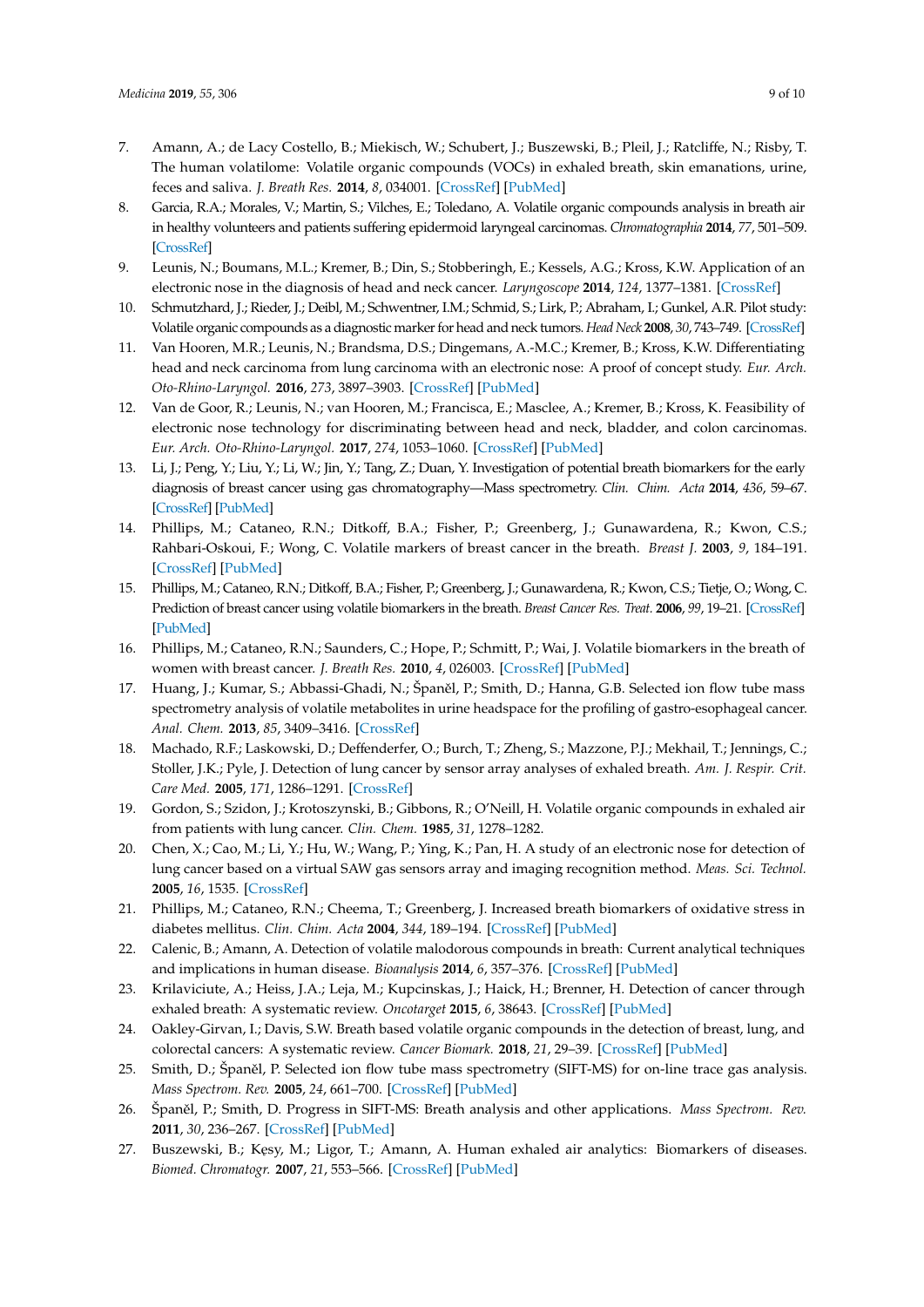7. Amann, A.; de Lacy Costello, B.; Miekisch, W.; Schubert, J.; Buszewski, B.; Pleil, J.; Ratcliffe, N.; Risby, T. The human volatilome: Volatile organic compounds (VOCs) in exhaled breath, skin emanations, urine, feces and saliva. *J. Breath Res.* **2014**, *8*, 034001. [CrossRef] [PubMed]
8. Garcia, R.A.; Morales, V.; Martin, S.; Vilches, E.; Toledano, A. Volatile organic compounds analysis in breath air in healthy volunteers and patients suffering epidermoid laryngeal carcinomas. *Chromatographia* **2014**, *77*, 501–509. [CrossRef]
9. Leunis, N.; Boumans, M.L.; Kremer, B.; Din, S.; Stobberingh, E.; Kessels, A.G.; Kross, K.W. Application of an electronic nose in the diagnosis of head and neck cancer. *Laryngoscope* **2014**, *124*, 1377–1381. [CrossRef]
10. Schmutzhard, J.; Rieder, J.; Deibl, M.; Schwentner, I.M.; Schmid, S.; Lirk, P.; Abraham, I.; Gunkel, A.R. Pilot study: Volatile organic compounds as a diagnostic marker for head and neck tumors. *Head Neck* **2008**, *30*, 743–749. [CrossRef]
11. Van Hooren, M.R.; Leunis, N.; Brandsma, D.S.; Dingemans, A.-M.C.; Kremer, B.; Kross, K.W. Differentiating head and neck carcinoma from lung carcinoma with an electronic nose: A proof of concept study. *Eur. Arch. Oto-Rhino-Laryngol.* **2016**, *273*, 3897–3903. [CrossRef] [PubMed]
12. Van de Goor, R.; Leunis, N.; van Hooren, M.; Francisca, E.; Masclee, A.; Kremer, B.; Kross, K. Feasibility of electronic nose technology for discriminating between head and neck, bladder, and colon carcinomas. *Eur. Arch. Oto-Rhino-Laryngol.* **2017**, *274*, 1053–1060. [CrossRef] [PubMed]
13. Li, J.; Peng, Y.; Liu, Y.; Li, W.; Jin, Y.; Tang, Z.; Duan, Y. Investigation of potential breath biomarkers for the early diagnosis of breast cancer using gas chromatography—Mass spectrometry. *Clin. Chim. Acta* **2014**, *436*, 59–67. [CrossRef] [PubMed]
14. Phillips, M.; Cataneo, R.N.; Ditkoff, B.A.; Fisher, P.; Greenberg, J.; Gunawardena, R.; Kwon, C.S.; Rahbari-Oskoui, F.; Wong, C. Volatile markers of breast cancer in the breath. *Breast J.* **2003**, *9*, 184–191. [CrossRef] [PubMed]
15. Phillips, M.; Cataneo, R.N.; Ditkoff, B.A.; Fisher, P.; Greenberg, J.; Gunawardena, R.; Kwon, C.S.; Tietje, O.; Wong, C. Prediction of breast cancer using volatile biomarkers in the breath. *Breast Cancer Res. Treat.* **2006**, *99*, 19–21. [CrossRef] [PubMed]
16. Phillips, M.; Cataneo, R.N.; Saunders, C.; Hope, P.; Schmitt, P.; Wai, J. Volatile biomarkers in the breath of women with breast cancer. *J. Breath Res.* **2010**, *4*, 026003. [CrossRef] [PubMed]
17. Huang, J.; Kumar, S.; Abbassi-Ghadi, N.; Španěl, P.; Smith, D.; Hanna, G.B. Selected ion flow tube mass spectrometry analysis of volatile metabolites in urine headspace for the profiling of gastro-esophageal cancer. *Anal. Chem.* **2013**, *85*, 3409–3416. [CrossRef]
18. Machado, R.F.; Laskowski, D.; Deffenderfer, O.; Burch, T.; Zheng, S.; Mazzone, P.J.; Mekhail, T.; Jennings, C.; Stoller, J.K.; Pyle, J. Detection of lung cancer by sensor array analyses of exhaled breath. *Am. J. Respir. Crit. Care Med.* **2005**, *171*, 1286–1291. [CrossRef]
19. Gordon, S.; Szidon, J.; Krotoszynski, B.; Gibbons, R.; O'Neill, H. Volatile organic compounds in exhaled air from patients with lung cancer. *Clin. Chem.* **1985**, *31*, 1278–1282.
20. Chen, X.; Cao, M.; Li, Y.; Hu, W.; Wang, P.; Ying, K.; Pan, H. A study of an electronic nose for detection of lung cancer based on a virtual SAW gas sensors array and imaging recognition method. *Meas. Sci. Technol.* **2005**, *16*, 1535. [CrossRef]
21. Phillips, M.; Cataneo, R.N.; Cheema, T.; Greenberg, J. Increased breath biomarkers of oxidative stress in diabetes mellitus. *Clin. Chim. Acta* **2004**, *344*, 189–194. [CrossRef] [PubMed]
22. Calenic, B.; Amann, A. Detection of volatile malodorous compounds in breath: Current analytical techniques and implications in human disease. *Bioanalysis* **2014**, *6*, 357–376. [CrossRef] [PubMed]
23. Krilaviciute, A.; Heiss, J.A.; Leja, M.; Kupcinskas, J.; Haick, H.; Brenner, H. Detection of cancer through exhaled breath: A systematic review. *Oncotarget* **2015**, *6*, 38643. [CrossRef] [PubMed]
24. Oakley-Girvan, I.; Davis, S.W. Breath based volatile organic compounds in the detection of breast, lung, and colorectal cancers: A systematic review. *Cancer Biomark.* **2018**, *21*, 29–39. [CrossRef] [PubMed]
25. Smith, D.; Španěl, P. Selected ion flow tube mass spectrometry (SIFT-MS) for on-line trace gas analysis. *Mass Spectrom. Rev.* **2005**, *24*, 661–700. [CrossRef] [PubMed]
26. Španěl, P.; Smith, D. Progress in SIFT-MS: Breath analysis and other applications. *Mass Spectrom. Rev.* **2011**, *30*, 236–267. [CrossRef] [PubMed]
27. Buszewski, B.; Kęsy, M.; Ligor, T.; Amann, A. Human exhaled air analytics: Biomarkers of diseases. *Biomed. Chromatogr.* **2007**, *21*, 553–566. [CrossRef] [PubMed]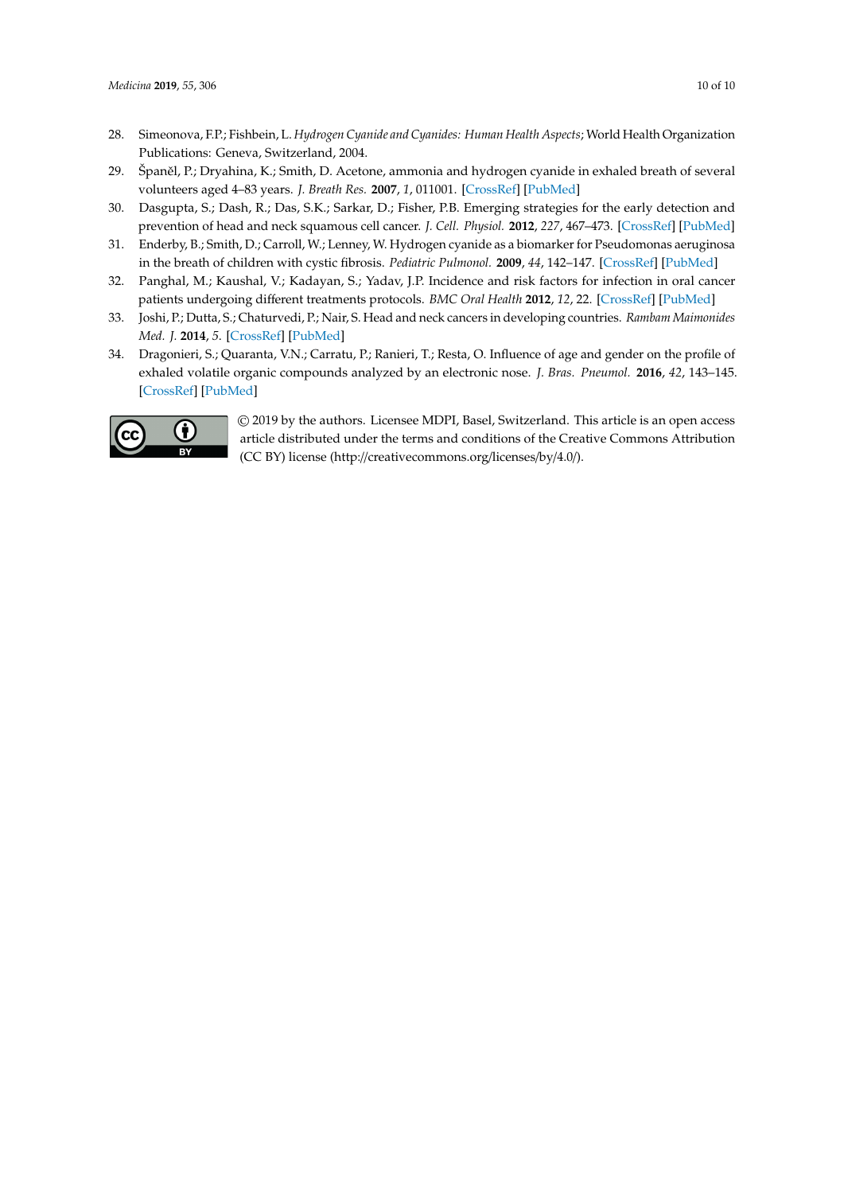28. Simeonova, F.P.; Fishbein, L. *Hydrogen Cyanide and Cyanides: Human Health Aspects*; World Health Organization Publications: Geneva, Switzerland, 2004.
29. Španěl, P.; Dryahina, K.; Smith, D. Acetone, ammonia and hydrogen cyanide in exhaled breath of several volunteers aged 4–83 years. *J. Breath Res.* **2007**, *1*, 011001. [CrossRef] [PubMed]
30. Dasgupta, S.; Dash, R.; Das, S.K.; Sarkar, D.; Fisher, P.B. Emerging strategies for the early detection and prevention of head and neck squamous cell cancer. *J. Cell. Physiol.* **2012**, *227*, 467–473. [CrossRef] [PubMed]
31. Enderby, B.; Smith, D.; Carroll, W.; Lenney, W. Hydrogen cyanide as a biomarker for Pseudomonas aeruginosa in the breath of children with cystic fibrosis. *Pediatric Pulmonol.* **2009**, *44*, 142–147. [CrossRef] [PubMed]
32. Panghal, M.; Kaushal, V.; Kadayan, S.; Yadav, J.P. Incidence and risk factors for infection in oral cancer patients undergoing different treatments protocols. *BMC Oral Health* **2012**, *12*, 22. [CrossRef] [PubMed]
33. Joshi, P.; Dutta, S.; Chaturvedi, P.; Nair, S. Head and neck cancers in developing countries. *Rambam Maimonides Med. J.* **2014**, *5*. [CrossRef] [PubMed]
34. Dragonieri, S.; Quaranta, V.N.; Carratu, P.; Ranieri, T.; Resta, O. Influence of age and gender on the profile of exhaled volatile organic compounds analyzed by an electronic nose. *J. Bras. Pneumol.* **2016**, *42*, 143–145. [CrossRef] [PubMed]

© 2019 by the authors. Licensee MDPI, Basel, Switzerland. This article is an open access article distributed under the terms and conditions of the Creative Commons Attribution (CC BY) license (http://creativecommons.org/licenses/by/4.0/).